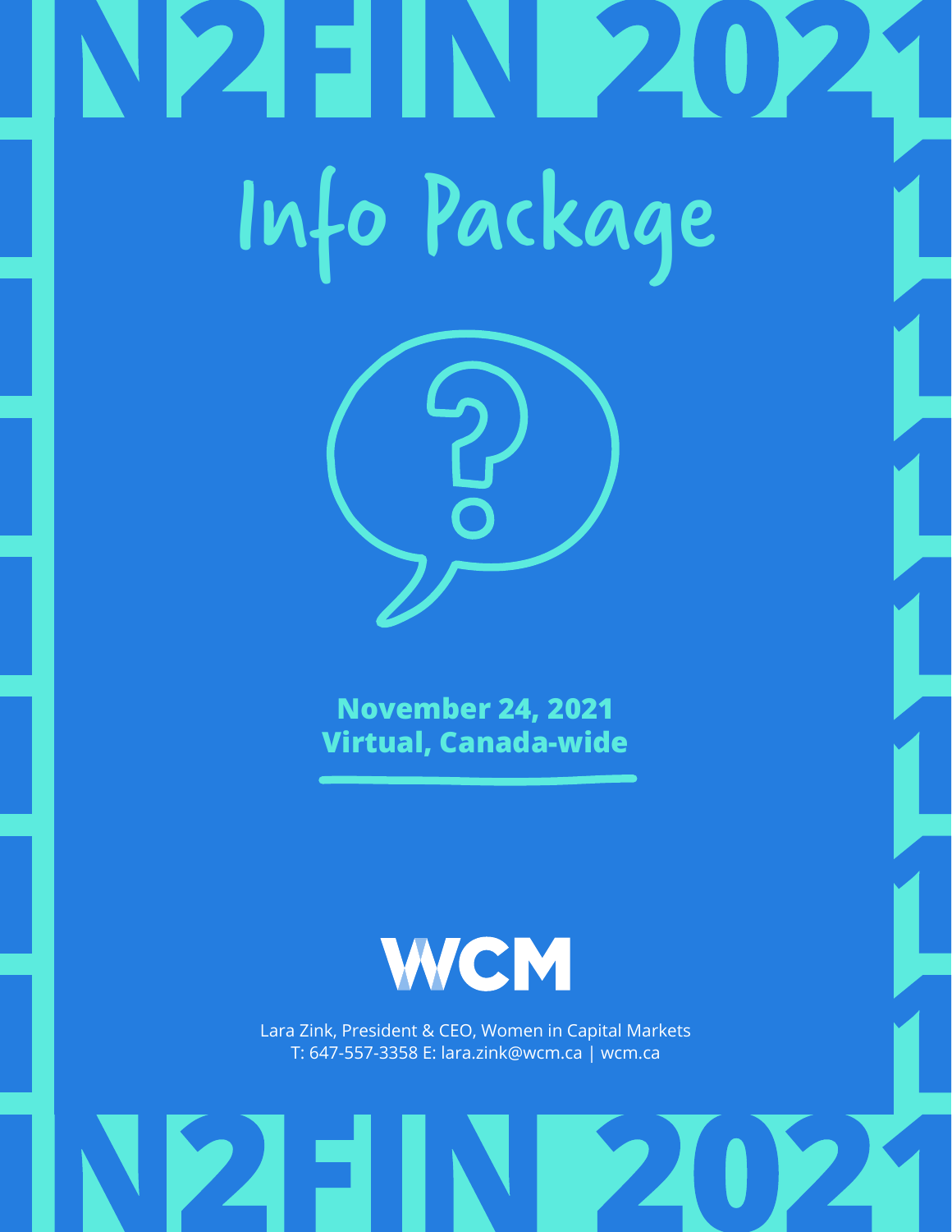# N2FIN 2021

# Info Package

**November 24, 2021**
**Virtual, Canada-wide**

WCM

Lara Zink, President & CEO, Women in Capital Markets
T: 647-557-3358 E: lara.zink@wcm.ca | wcm.ca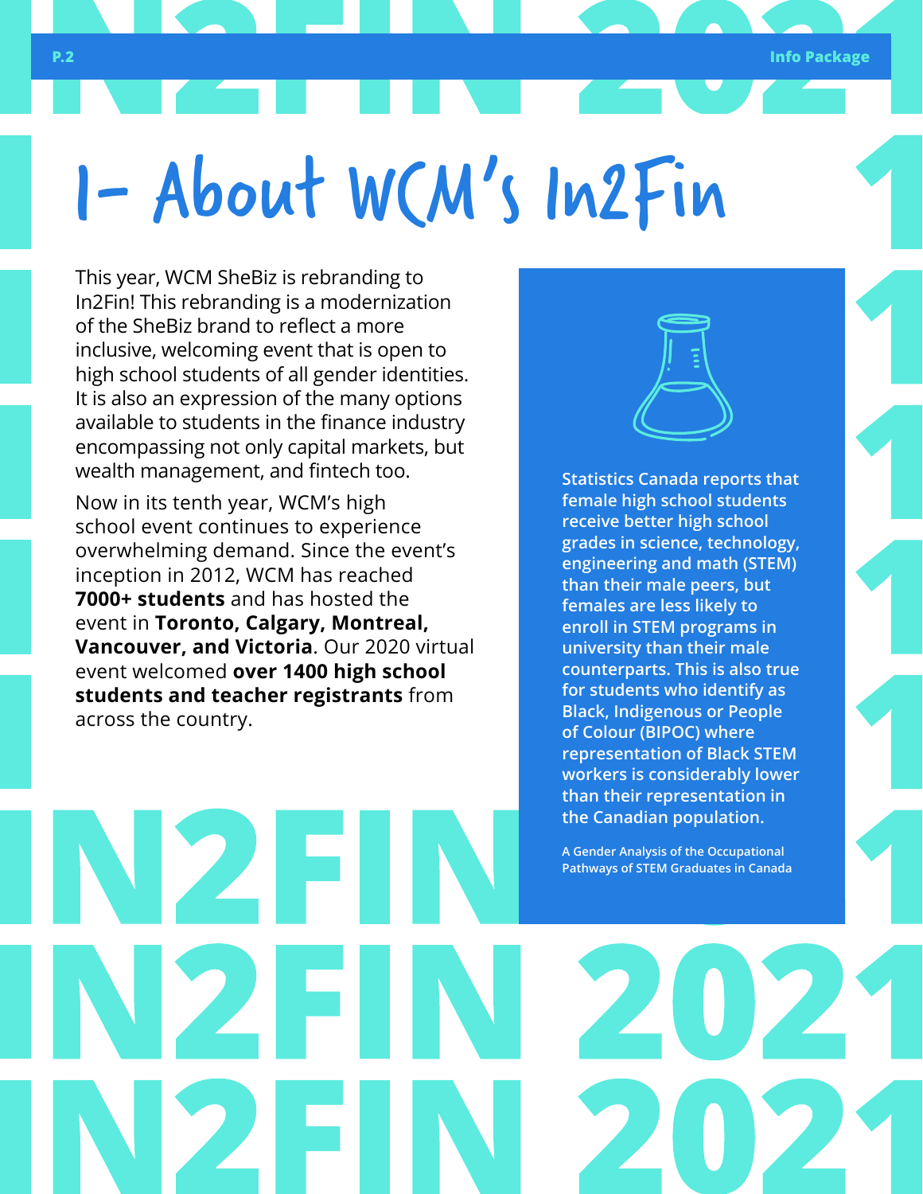# 1- About WCM's In2Fin

This year, WCM SheBiz is rebranding to In2Fin! This rebranding is a modernization of the SheBiz brand to reflect a more inclusive, welcoming event that is open to high school students of all gender identities. It is also an expression of the many options available to students in the finance industry encompassing not only capital markets, but wealth management, and fintech too.

Now in its tenth year, WCM's high school event continues to experience overwhelming demand. Since the event's inception in 2012, WCM has reached **7000+ students** and has hosted the event in **Toronto, Calgary, Montreal, Vancouver, and Victoria**. Our 2020 virtual event welcomed **over 1400 high school students and teacher registrants** from across the country.

**Statistics Canada reports that female high school students receive better high school grades in science, technology, engineering and math (STEM) than their male peers, but females are less likely to enroll in STEM programs in university than their male counterparts. This is also true for students who identify as Black, Indigenous or People of Colour (BIPOC) where representation of Black STEM workers is considerably lower than their representation in the Canadian population.**

A Gender Analysis of the Occupational Pathways of STEM Graduates in Canada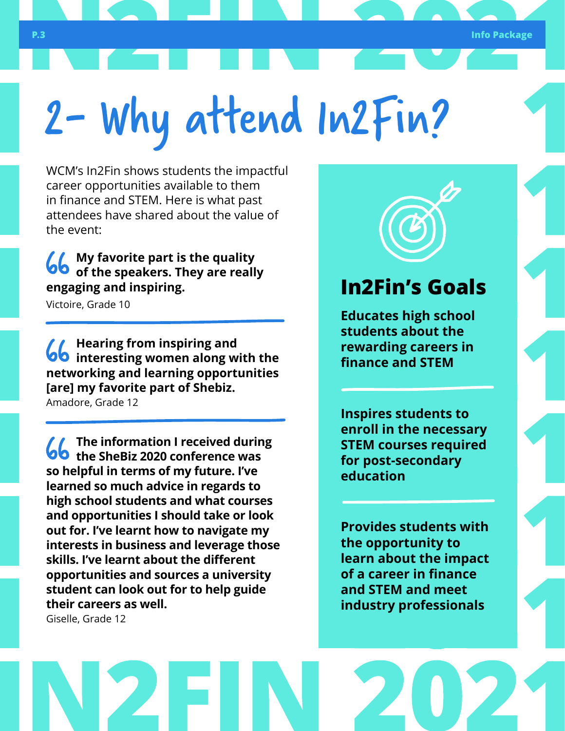# 2- Why attend In2Fin?

WCM's In2Fin shows students the impactful career opportunities available to them in finance and STEM. Here is what past attendees have shared about the value of the event:

> **My favorite part is the quality of the speakers. They are really engaging and inspiring.**
>
> Victoire, Grade 10

---

> **Hearing from inspiring and interesting women along with the networking and learning opportunities [are] my favorite part of Shebiz.**
>
> Amadore, Grade 12

---

> **The information I received during the SheBiz 2020 conference was so helpful in terms of my future. I've learned so much advice in regards to high school students and what courses and opportunities I should take or look out for. I've learnt how to navigate my interests in business and leverage those skills. I've learnt about the different opportunities and sources a university student can look out for to help guide their careers as well.**
>
> Giselle, Grade 12

## In2Fin's Goals

**Educates high school students about the rewarding careers in finance and STEM**

---

**Inspires students to enroll in the necessary STEM courses required for post-secondary education**

---

**Provides students with the opportunity to learn about the impact of a career in finance and STEM and meet industry professionals**

IN2FIN 2021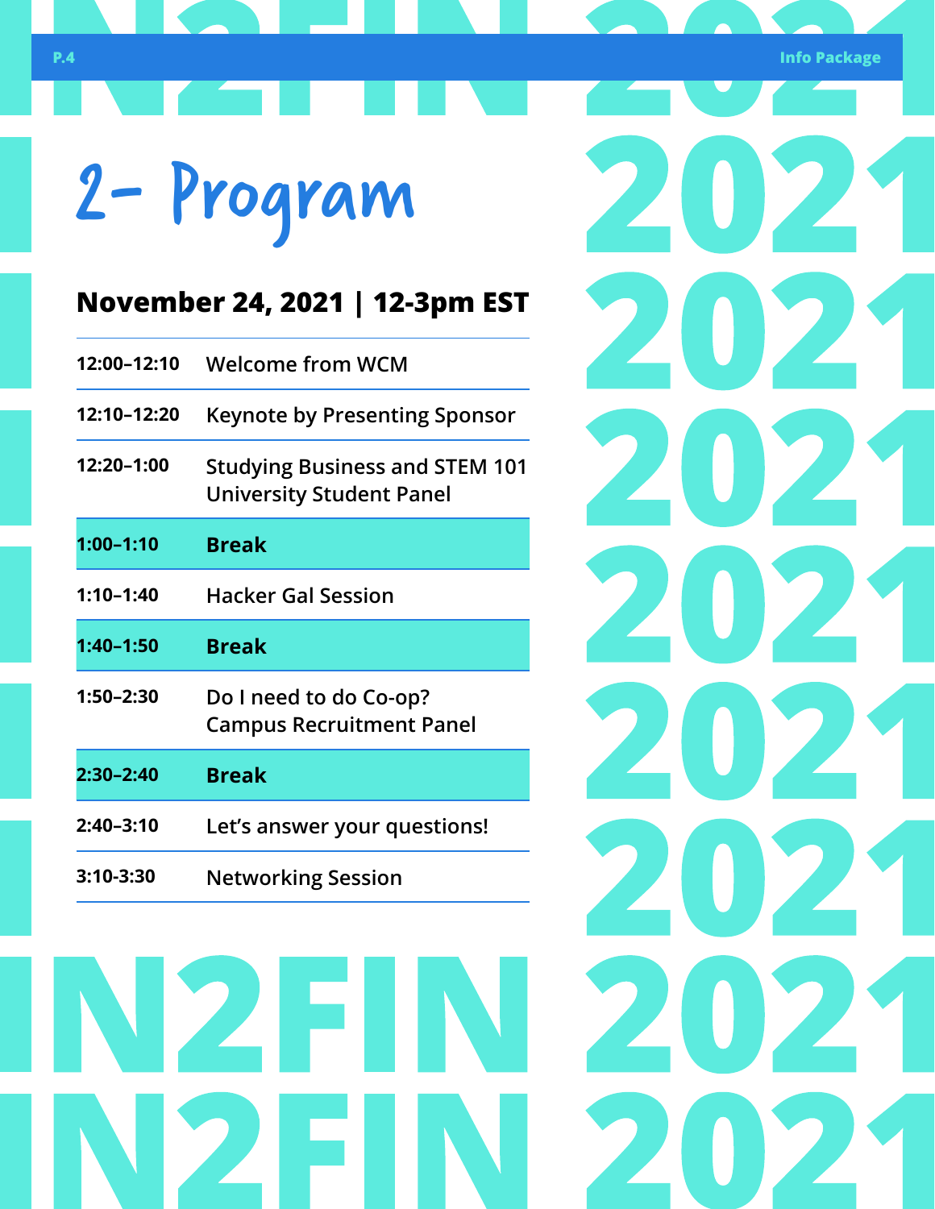# 2- Program

## November 24, 2021 | 12-3pm EST

| | |
|---|---|
| 12:00–12:10 | Welcome from WCM |
| 12:10–12:20 | Keynote by Presenting Sponsor |
| 12:20–1:00 | Studying Business and STEM 101 University Student Panel |
| **1:00–1:10** | **Break** |
| 1:10–1:40 | Hacker Gal Session |
| **1:40–1:50** | **Break** |
| 1:50–2:30 | Do I need to do Co-op? Campus Recruitment Panel |
| **2:30–2:40** | **Break** |
| 2:40–3:10 | Let's answer your questions! |
| 3:10-3:30 | Networking Session |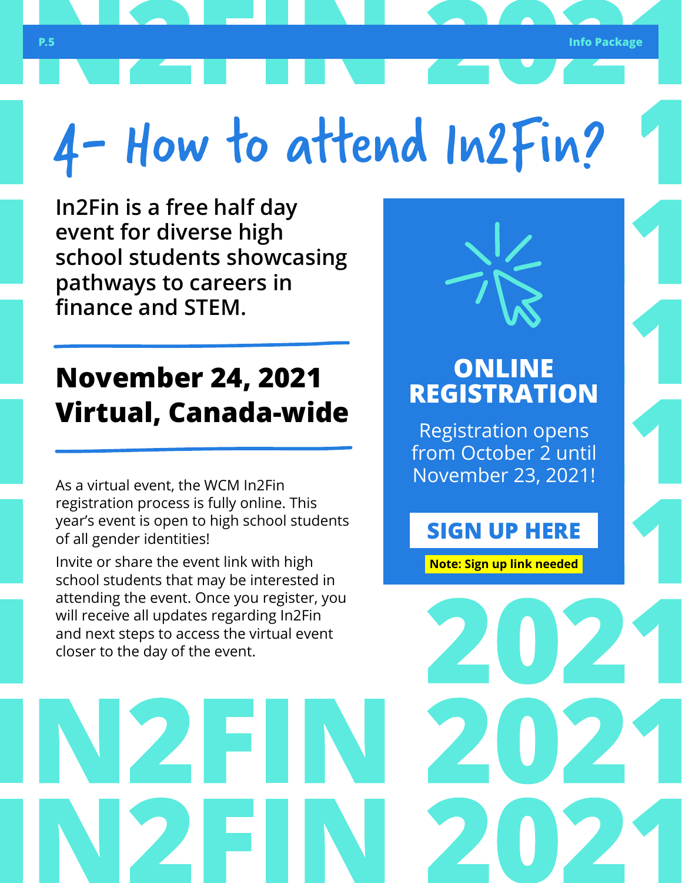# 4- How to attend In2Fin?

**In2Fin is a free half day event for diverse high school students showcasing pathways to careers in finance and STEM.**

**November 24, 2021**
**Virtual, Canada-wide**

As a virtual event, the WCM In2Fin registration process is fully online. This year's event is open to high school students of all gender identities!

Invite or share the event link with high school students that may be interested in attending the event. Once you register, you will receive all updates regarding In2Fin and next steps to access the virtual event closer to the day of the event.

## ONLINE REGISTRATION

Registration opens from October 2 until November 23, 2021!

**SIGN UP HERE**

**Note: Sign up link needed**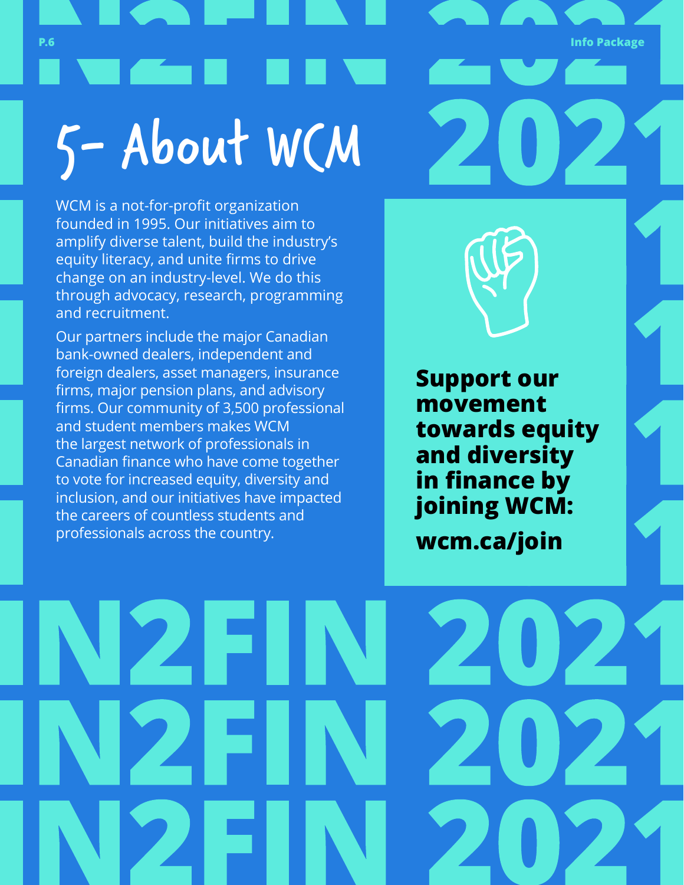# 5- About WCM

WCM is a not-for-profit organization founded in 1995. Our initiatives aim to amplify diverse talent, build the industry's equity literacy, and unite firms to drive change on an industry-level. We do this through advocacy, research, programming and recruitment.

Our partners include the major Canadian bank-owned dealers, independent and foreign dealers, asset managers, insurance firms, major pension plans, and advisory firms. Our community of 3,500 professional and student members makes WCM the largest network of professionals in Canadian finance who have come together to vote for increased equity, diversity and inclusion, and our initiatives have impacted the careers of countless students and professionals across the country.

**Support our movement towards equity and diversity in finance by joining WCM:**

**wcm.ca/join**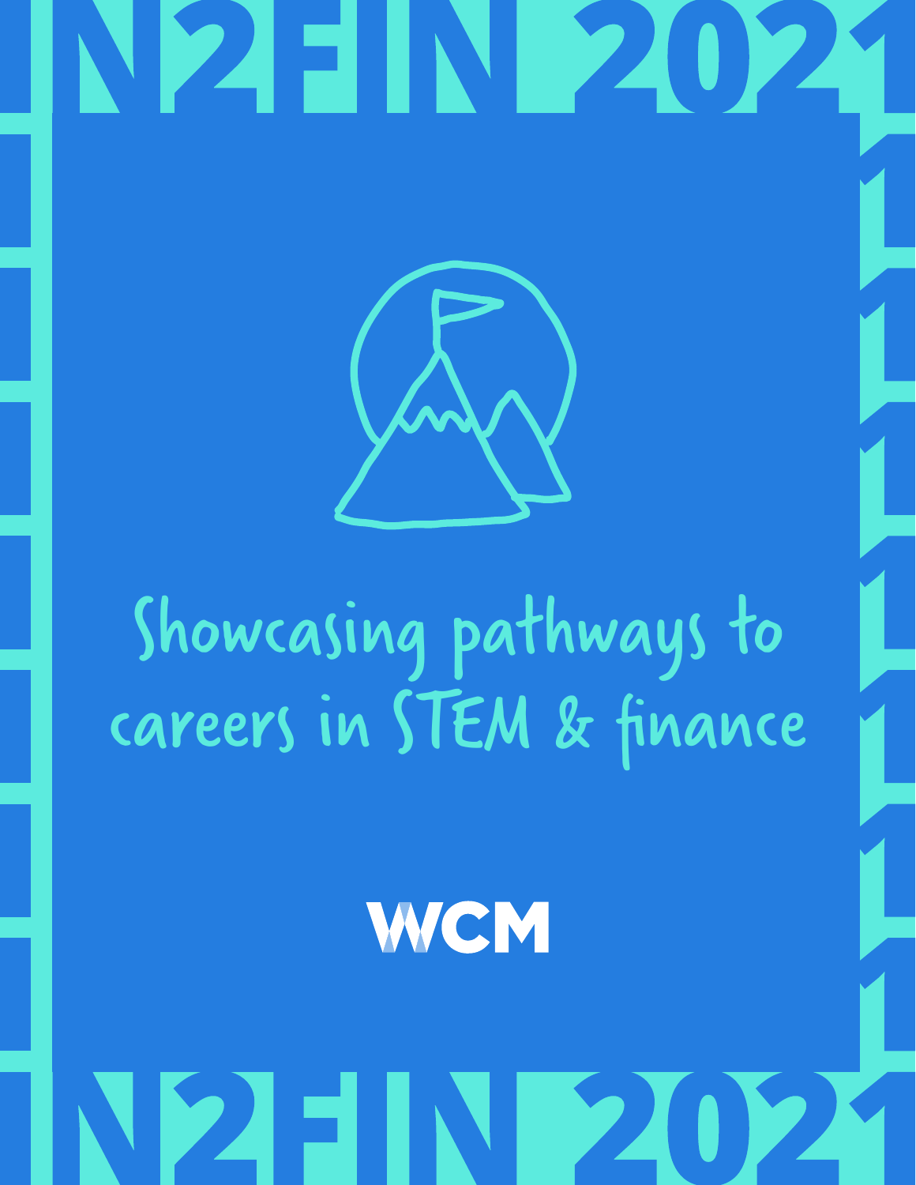# IN2FIN 2021

Showcasing pathways to careers in STEM & finance

WCM

IN2FIN 2021